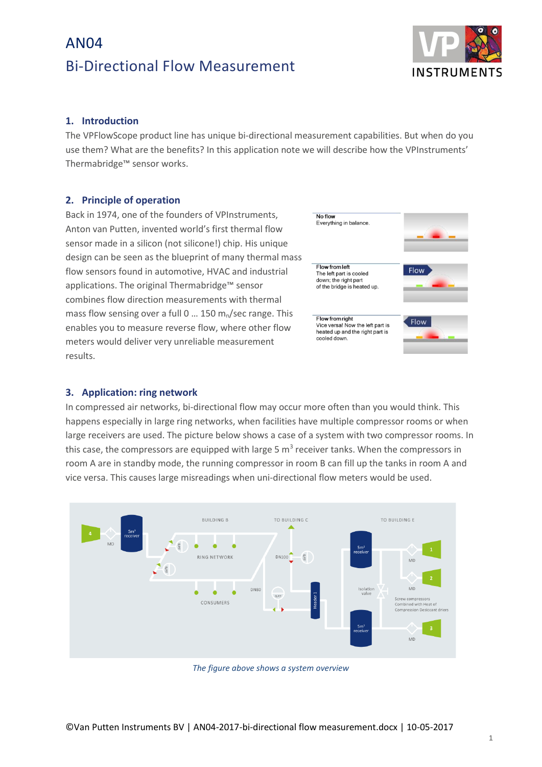# AN04
# Bi-Directional Flow Measurement

## 1. Introduction

The VPFlowScope product line has unique bi-directional measurement capabilities. But when do you use them? What are the benefits? In this application note we will describe how the VPInstruments' Thermabridge™ sensor works.

## 2. Principle of operation

Back in 1974, one of the founders of VPInstruments, Anton van Putten, invented world's first thermal flow sensor made in a silicon (not silicone!) chip. His unique design can be seen as the blueprint of many thermal mass flow sensors found in automotive, HVAC and industrial applications. The original Thermabridge™ sensor combines flow direction measurements with thermal mass flow sensing over a full 0 … 150 $m_n$/sec range. This enables you to measure reverse flow, where other flow meters would deliver very unreliable measurement results.

**No flow**
Everything in balance.

**Flow from left**
The left part is cooled down; the right part of the bridge is heated up.

**Flow from right**
Vice versa! Now the left part is heated up and the right part is cooled down.

## 3. Application: ring network

In compressed air networks, bi-directional flow may occur more often than you would think. This happens especially in large ring networks, when facilities have multiple compressor rooms or when large receivers are used. The picture below shows a case of a system with two compressor rooms. In this case, the compressors are equipped with large 5 $m^3$ receiver tanks. When the compressors in room A are in standby mode, the running compressor in room B can fill up the tanks in room A and vice versa. This causes large misreadings when uni-directional flow meters would be used.

*The figure above shows a system overview*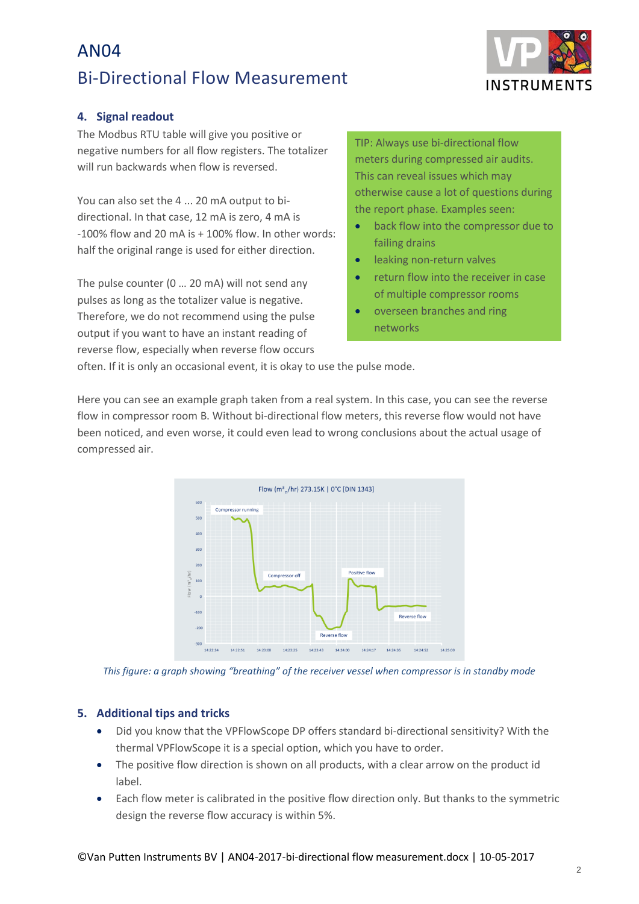# AN04
# Bi-Directional Flow Measurement

## 4. Signal readout

The Modbus RTU table will give you positive or negative numbers for all flow registers. The totalizer will run backwards when flow is reversed.

You can also set the 4 ... 20 mA output to bi-directional. In that case, 12 mA is zero, 4 mA is -100% flow and 20 mA is + 100% flow. In other words: half the original range is used for either direction.

The pulse counter (0 … 20 mA) will not send any pulses as long as the totalizer value is negative. Therefore, we do not recommend using the pulse output if you want to have an instant reading of reverse flow, especially when reverse flow occurs often. If it is only an occasional event, it is okay to use the pulse mode.

> TIP: Always use bi-directional flow meters during compressed air audits. This can reveal issues which may otherwise cause a lot of questions during the report phase. Examples seen:
>
> - back flow into the compressor due to failing drains
> - leaking non-return valves
> - return flow into the receiver in case of multiple compressor rooms
> - overseen branches and ring networks

Here you can see an example graph taken from a real system. In this case, you can see the reverse flow in compressor room B. Without bi-directional flow meters, this reverse flow would not have been noticed, and even worse, it could even lead to wrong conclusions about the actual usage of compressed air.

Flow ($m^3_n$/hr) 273.15K | 0°C [DIN 1343]

Flow ($m^3_n$/hr)

600
500
400
300
200
100
0
-100
-200
-300

14:22:34 14:22:51 14:23:08 14:23:25 14:23:43 14:24:00 14:24:17 14:24:35 14:24:52 14:25:09

Compressor running
Compressor off
Positive flow
Reverse flow
Reverse flow

*This figure: a graph showing "breathing" of the receiver vessel when compressor is in standby mode*

## 5. Additional tips and tricks

- Did you know that the VPFlowScope DP offers standard bi-directional sensitivity? With the thermal VPFlowScope it is a special option, which you have to order.
- The positive flow direction is shown on all products, with a clear arrow on the product id label.
- Each flow meter is calibrated in the positive flow direction only. But thanks to the symmetric design the reverse flow accuracy is within 5%.

©Van Putten Instruments BV | AN04-2017-bi-directional flow measurement.docx | 10-05-2017